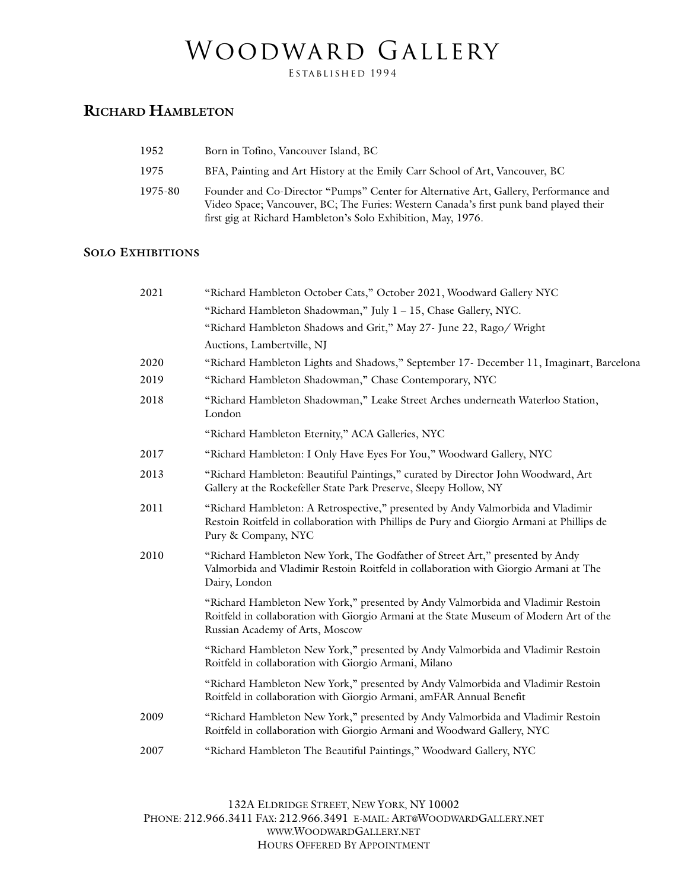# Woodward Gallery

Established 1994

## Richard Hambleton

| | |
|---|---|
| 1952 | Born in Tofino, Vancouver Island, BC |
| 1975 | BFA, Painting and Art History at the Emily Carr School of Art, Vancouver, BC |
| 1975-80 | Founder and Co-Director "Pumps" Center for Alternative Art, Gallery, Performance and Video Space; Vancouver, BC; The Furies: Western Canada's first punk band played their first gig at Richard Hambleton's Solo Exhibition, May, 1976. |

### Solo Exhibitions

| | |
|---|---|
| 2021 | "Richard Hambleton October Cats," October 2021, Woodward Gallery NYC |
| | "Richard Hambleton Shadowman," July 1 – 15, Chase Gallery, NYC. |
| | "Richard Hambleton Shadows and Grit," May 27- June 22, Rago/ Wright Auctions, Lambertville, NJ |
| 2020 | "Richard Hambleton Lights and Shadows," September 17- December 11, Imaginart, Barcelona |
| 2019 | "Richard Hambleton Shadowman," Chase Contemporary, NYC |
| 2018 | "Richard Hambleton Shadowman," Leake Street Arches underneath Waterloo Station, London |
| | "Richard Hambleton Eternity," ACA Galleries, NYC |
| 2017 | "Richard Hambleton: I Only Have Eyes For You," Woodward Gallery, NYC |
| 2013 | "Richard Hambleton: Beautiful Paintings," curated by Director John Woodward, Art Gallery at the Rockefeller State Park Preserve, Sleepy Hollow, NY |
| 2011 | "Richard Hambleton: A Retrospective," presented by Andy Valmorbida and Vladimir Restoin Roitfeld in collaboration with Phillips de Pury and Giorgio Armani at Phillips de Pury & Company, NYC |
| 2010 | "Richard Hambleton New York, The Godfather of Street Art," presented by Andy Valmorbida and Vladimir Restoin Roitfeld in collaboration with Giorgio Armani at The Dairy, London |
| | "Richard Hambleton New York," presented by Andy Valmorbida and Vladimir Restoin Roitfeld in collaboration with Giorgio Armani at the State Museum of Modern Art of the Russian Academy of Arts, Moscow |
| | "Richard Hambleton New York," presented by Andy Valmorbida and Vladimir Restoin Roitfeld in collaboration with Giorgio Armani, Milano |
| | "Richard Hambleton New York," presented by Andy Valmorbida and Vladimir Restoin Roitfeld in collaboration with Giorgio Armani, amFAR Annual Benefit |
| 2009 | "Richard Hambleton New York," presented by Andy Valmorbida and Vladimir Restoin Roitfeld in collaboration with Giorgio Armani and Woodward Gallery, NYC |
| 2007 | "Richard Hambleton The Beautiful Paintings," Woodward Gallery, NYC |

132A Eldridge Street, New York, NY 10002
Phone: 212.966.3411 Fax: 212.966.3491 E-mail: Art@WoodwardGallery.net
www.WoodwardGallery.net
Hours Offered By Appointment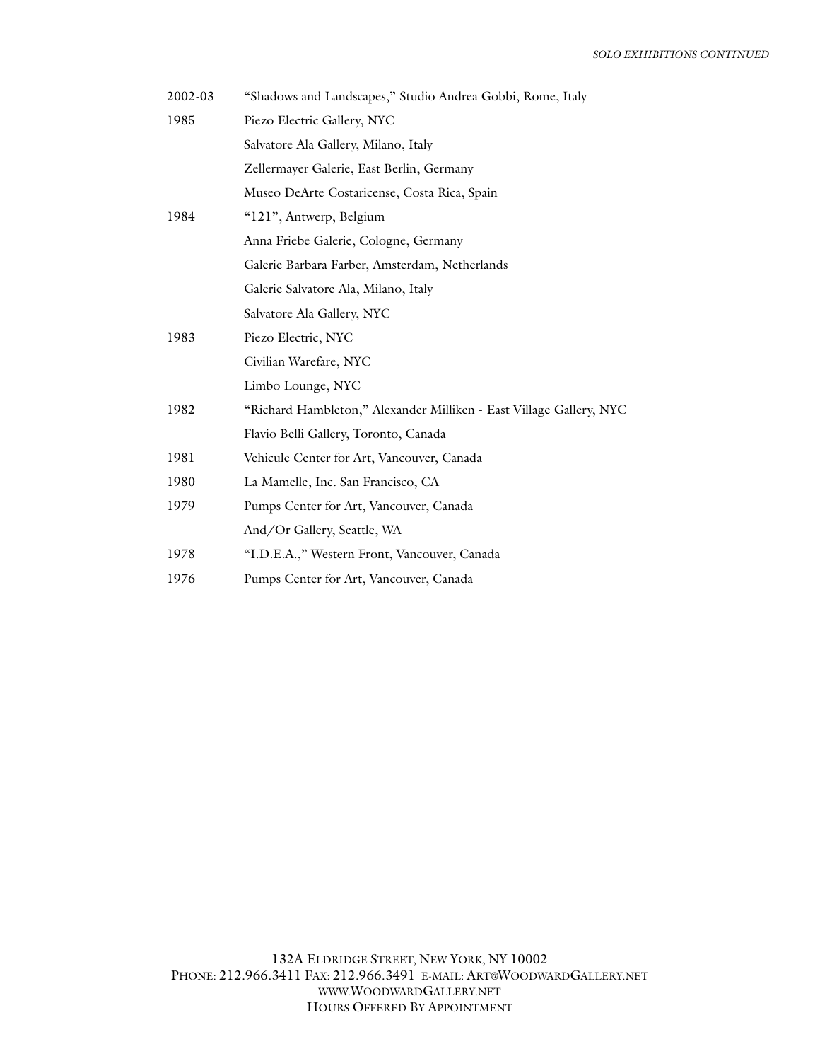| | |
|---|---|
| 2002-03 | "Shadows and Landscapes," Studio Andrea Gobbi, Rome, Italy |
| 1985 | Piezo Electric Gallery, NYC |
| | Salvatore Ala Gallery, Milano, Italy |
| | Zellermayer Galerie, East Berlin, Germany |
| | Museo DeArte Costaricense, Costa Rica, Spain |
| 1984 | "121", Antwerp, Belgium |
| | Anna Friebe Galerie, Cologne, Germany |
| | Galerie Barbara Farber, Amsterdam, Netherlands |
| | Galerie Salvatore Ala, Milano, Italy |
| | Salvatore Ala Gallery, NYC |
| 1983 | Piezo Electric, NYC |
| | Civilian Warefare, NYC |
| | Limbo Lounge, NYC |
| 1982 | "Richard Hambleton," Alexander Milliken - East Village Gallery, NYC |
| | Flavio Belli Gallery, Toronto, Canada |
| 1981 | Vehicule Center for Art, Vancouver, Canada |
| 1980 | La Mamelle, Inc. San Francisco, CA |
| 1979 | Pumps Center for Art, Vancouver, Canada |
| | And/Or Gallery, Seattle, WA |
| 1978 | "I.D.E.A.," Western Front, Vancouver, Canada |
| 1976 | Pumps Center for Art, Vancouver, Canada |

132A Eldridge Street, New York, NY 10002
Phone: 212.966.3411 Fax: 212.966.3491 E-mail: Art@WoodwardGallery.net
www.WoodwardGallery.net
Hours Offered By Appointment